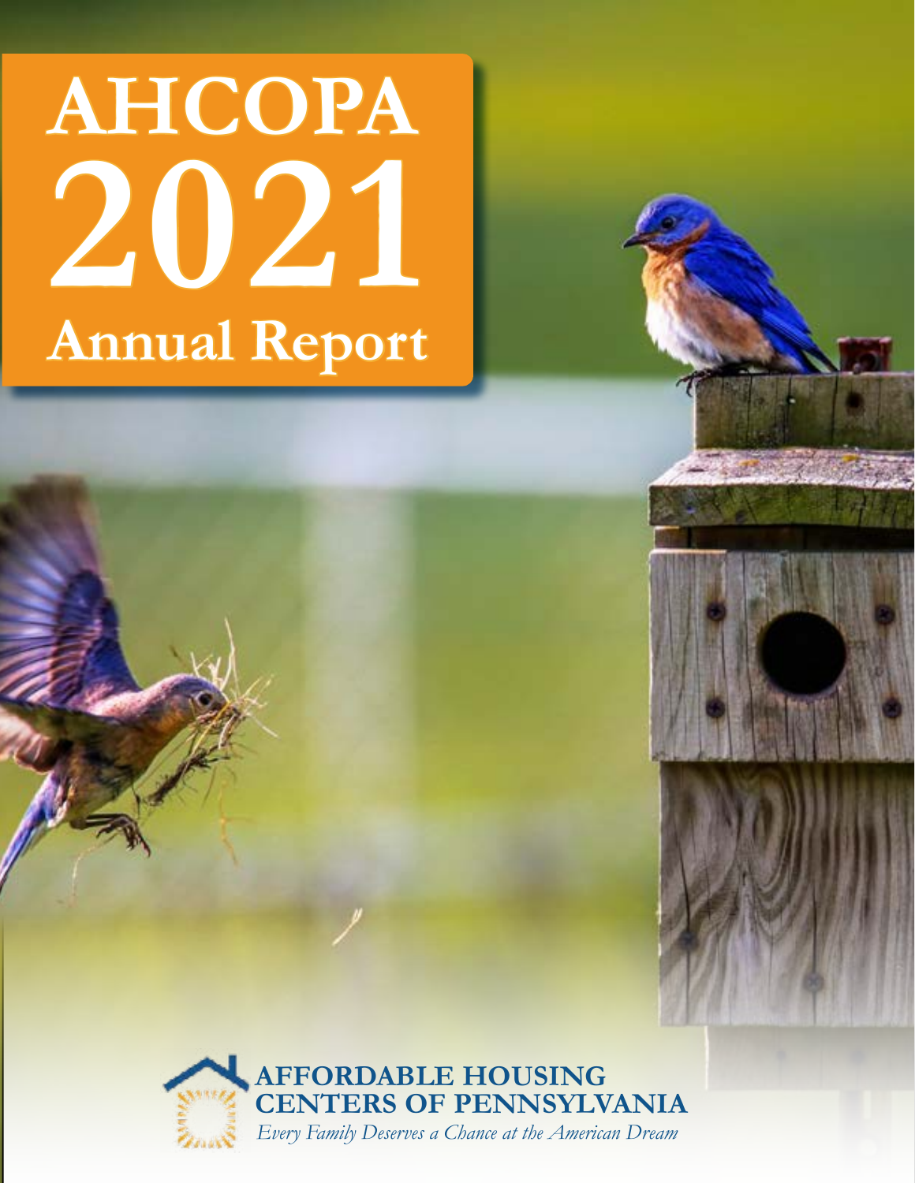# AHCOPA 2021 Annual Report

**AFFORDABLE HOUSING CENTERS OF PENNSYLVANIA**

*Every Family Deserves a Chance at the American Dream*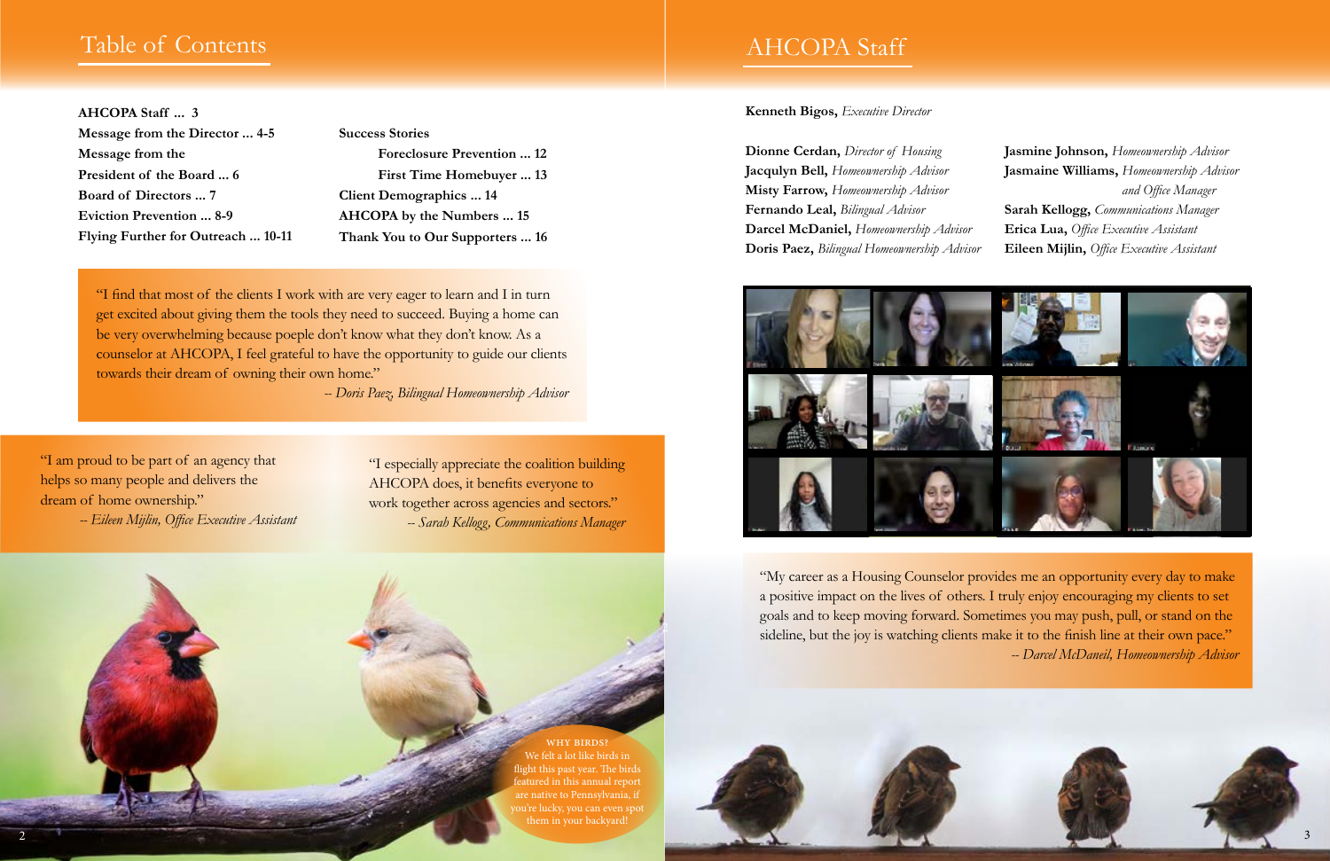# Table of Contents

**AHCOPA Staff ... 3**
**Message from the Director ... 4-5**
**Message from the President of the Board ... 6**
**Board of Directors ... 7**
**Eviction Prevention ... 8-9**
**Flying Further for Outreach ... 10-11**
**Success Stories**
- **Foreclosure Prevention ... 12**
- **First Time Homebuyer ... 13**

**Client Demographics ... 14**
**AHCOPA by the Numbers ... 15**
**Thank You to Our Supporters ... 16**

"I find that most of the clients I work with are very eager to learn and I in turn get excited about giving them the tools they need to succeed. Buying a home can be very overwhelming because poeple don't know what they don't know. As a counselor at AHCOPA, I feel grateful to have the opportunity to guide our clients towards their dream of owning their own home."
-- *Doris Paez, Bilingual Homeownership Advisor*

"I am proud to be part of an agency that helps so many people and delivers the dream of home ownership."
-- *Eileen Mijlin, Office Executive Assistant*

"I especially appreciate the coalition building AHCOPA does, it benefits everyone to work together across agencies and sectors."
-- *Sarah Kellogg, Communications Manager*

WHY BIRDS?
We felt a lot like birds in flight this past year. The birds featured in this annual report are native to Pennsylvania, if you're lucky, you can even spot them in your backyard!

# AHCOPA Staff

**Kenneth Bigos,** *Executive Director*

**Dionne Cerdan,** *Director of Housing*
**Jacqulyn Bell,** *Homeownership Advisor*
**Misty Farrow,** *Homeownership Advisor*
**Fernando Leal,** *Bilingual Advisor*
**Darcel McDaniel,** *Homeownership Advisor*
**Doris Paez,** *Bilingual Homeownership Advisor*
**Jasmine Johnson,** *Homeownership Advisor*
**Jasmaine Williams,** *Homeownership Advisor and Office Manager*
**Sarah Kellogg,** *Communications Manager*
**Erica Lua,** *Office Executive Assistant*
**Eileen Mijlin,** *Office Executive Assistant*

"My career as a Housing Counselor provides me an opportunity every day to make a positive impact on the lives of others. I truly enjoy encouraging my clients to set goals and to keep moving forward. Sometimes you may push, pull, or stand on the sideline, but the joy is watching clients make it to the finish line at their own pace."
-- *Darcel McDaneil, Homeownership Advisor*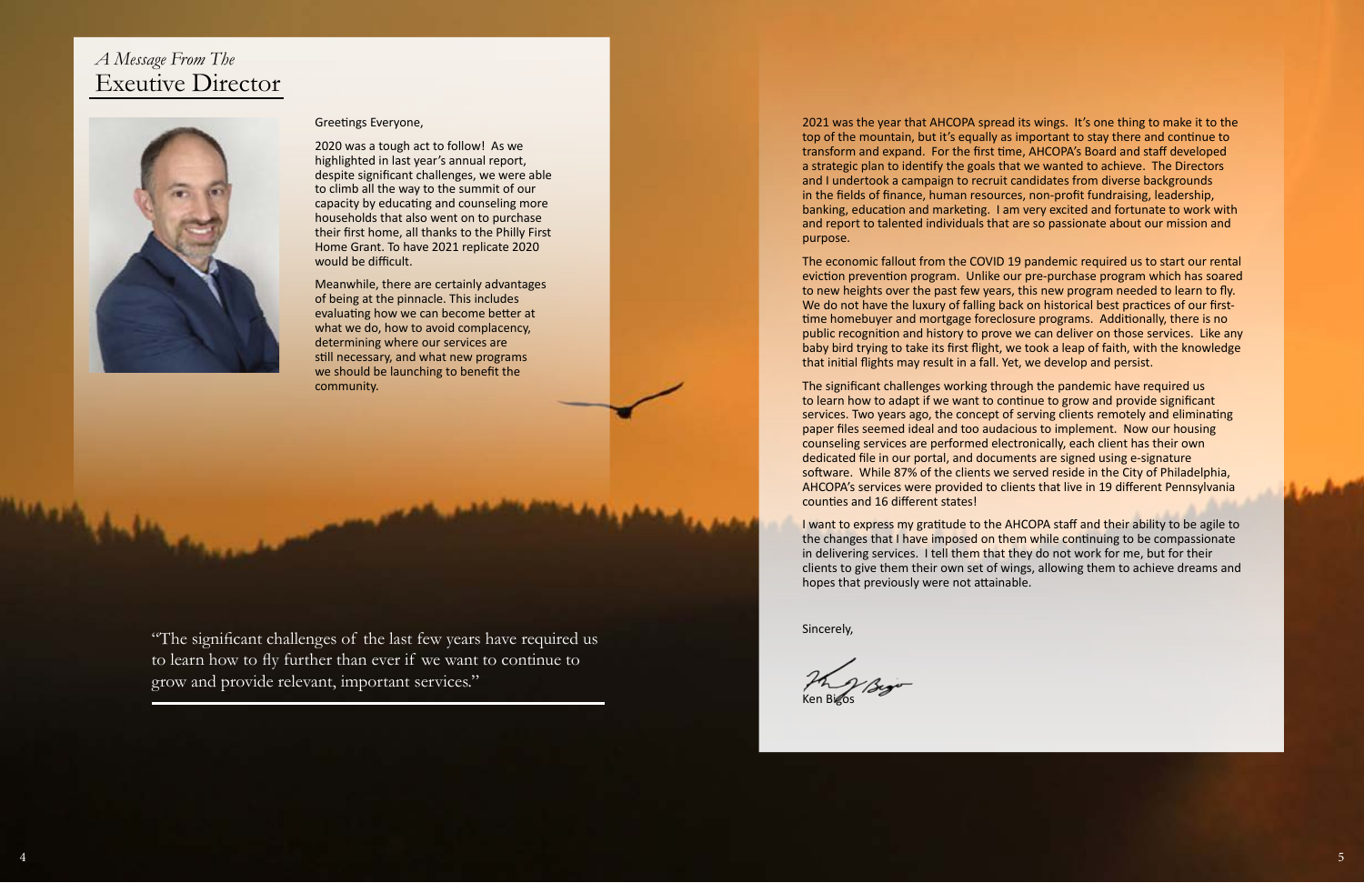*A Message From The*

# Exeutive Director

Greetings Everyone,

2020 was a tough act to follow! As we highlighted in last year's annual report, despite significant challenges, we were able to climb all the way to the summit of our capacity by educating and counseling more households that also went on to purchase their first home, all thanks to the Philly First Home Grant. To have 2021 replicate 2020 would be difficult.

Meanwhile, there are certainly advantages of being at the pinnacle. This includes evaluating how we can become better at what we do, how to avoid complacency, determining where our services are still necessary, and what new programs we should be launching to benefit the community.

2021 was the year that AHCOPA spread its wings. It's one thing to make it to the top of the mountain, but it's equally as important to stay there and continue to transform and expand. For the first time, AHCOPA's Board and staff developed a strategic plan to identify the goals that we wanted to achieve. The Directors and I undertook a campaign to recruit candidates from diverse backgrounds in the fields of finance, human resources, non-profit fundraising, leadership, banking, education and marketing. I am very excited and fortunate to work with and report to talented individuals that are so passionate about our mission and purpose.

The economic fallout from the COVID 19 pandemic required us to start our rental eviction prevention program. Unlike our pre-purchase program which has soared to new heights over the past few years, this new program needed to learn to fly. We do not have the luxury of falling back on historical best practices of our first-time homebuyer and mortgage foreclosure programs. Additionally, there is no public recognition and history to prove we can deliver on those services. Like any baby bird trying to take its first flight, we took a leap of faith, with the knowledge that initial flights may result in a fall. Yet, we develop and persist.

The significant challenges working through the pandemic have required us to learn how to adapt if we want to continue to grow and provide significant services. Two years ago, the concept of serving clients remotely and eliminating paper files seemed ideal and too audacious to implement. Now our housing counseling services are performed electronically, each client has their own dedicated file in our portal, and documents are signed using e-signature software. While 87% of the clients we served reside in the City of Philadelphia, AHCOPA's services were provided to clients that live in 19 different Pennsylvania counties and 16 different states!

I want to express my gratitude to the AHCOPA staff and their ability to be agile to the changes that I have imposed on them while continuing to be compassionate in delivering services. I tell them that they do not work for me, but for their clients to give them their own set of wings, allowing them to achieve dreams and hopes that previously were not attainable.

Sincerely,

Ken Bigos

> "The significant challenges of the last few years have required us to learn how to fly further than ever if we want to continue to grow and provide relevant, important services."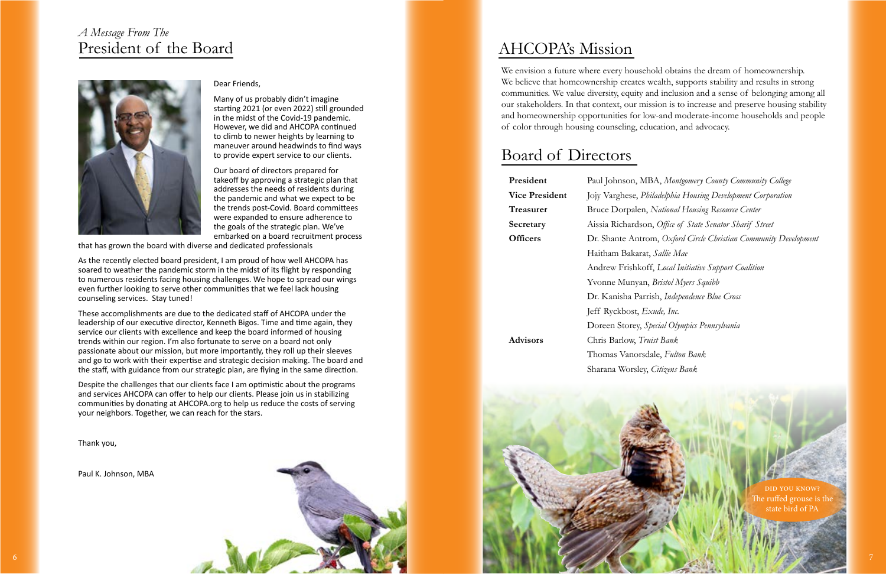*A Message From The*
# President of the Board

Dear Friends,

Many of us probably didn't imagine starting 2021 (or even 2022) still grounded in the midst of the Covid-19 pandemic. However, we did and AHCOPA continued to climb to newer heights by learning to maneuver around headwinds to find ways to provide expert service to our clients.

Our board of directors prepared for takeoff by approving a strategic plan that addresses the needs of residents during the pandemic and what we expect to be the trends post-Covid. Board committees were expanded to ensure adherence to the goals of the strategic plan. We've embarked on a board recruitment process that has grown the board with diverse and dedicated professionals

As the recently elected board president, I am proud of how well AHCOPA has soared to weather the pandemic storm in the midst of its flight by responding to numerous residents facing housing challenges. We hope to spread our wings even further looking to serve other communities that we feel lack housing counseling services. Stay tuned!

These accomplishments are due to the dedicated staff of AHCOPA under the leadership of our executive director, Kenneth Bigos. Time and time again, they service our clients with excellence and keep the board informed of housing trends within our region. I'm also fortunate to serve on a board not only passionate about our mission, but more importantly, they roll up their sleeves and go to work with their expertise and strategic decision making. The board and the staff, with guidance from our strategic plan, are flying in the same direction.

Despite the challenges that our clients face I am optimistic about the programs and services AHCOPA can offer to help our clients. Please join us in stabilizing communities by donating at AHCOPA.org to help us reduce the costs of serving your neighbors. Together, we can reach for the stars.

Thank you,

Paul K. Johnson, MBA

# AHCOPA's Mission

We envision a future where every household obtains the dream of homeownership. We believe that homeownership creates wealth, supports stability and results in strong communities. We value diversity, equity and inclusion and a sense of belonging among all our stakeholders. In that context, our mission is to increase and preserve housing stability and homeownership opportunities for low-and moderate-income households and people of color through housing counseling, education, and advocacy.

# Board of Directors

| | |
|---|---|
| **President** | Paul Johnson, MBA, *Montgomery County Community College* |
| **Vice President** | Jojy Varghese, *Philadelphia Housing Development Corporation* |
| **Treasurer** | Bruce Dorpalen, *National Housing Resource Center* |
| **Secretary** | Aissia Richardson, *Office of State Senator Sharif Street* |
| **Officers** | Dr. Shante Antrom, *Oxford Circle Christian Community Development* |
| | Haitham Bakarat, *Sallie Mae* |
| | Andrew Frishkoff, *Local Initiative Support Coalition* |
| | Yvonne Munyan, *Bristol Myers Squibb* |
| | Dr. Kanisha Parrish, *Independence Blue Cross* |
| | Jeff Ryckbost, *Exude, Inc.* |
| | Doreen Storey, *Special Olympics Pennsylvania* |
| **Advisors** | Chris Barlow, *Truist Bank* |
| | Thomas Vanorsdale, *Fulton Bank* |
| | Sharana Worsley, *Citizens Bank* |

DID YOU KNOW?
The ruffed grouse is the state bird of PA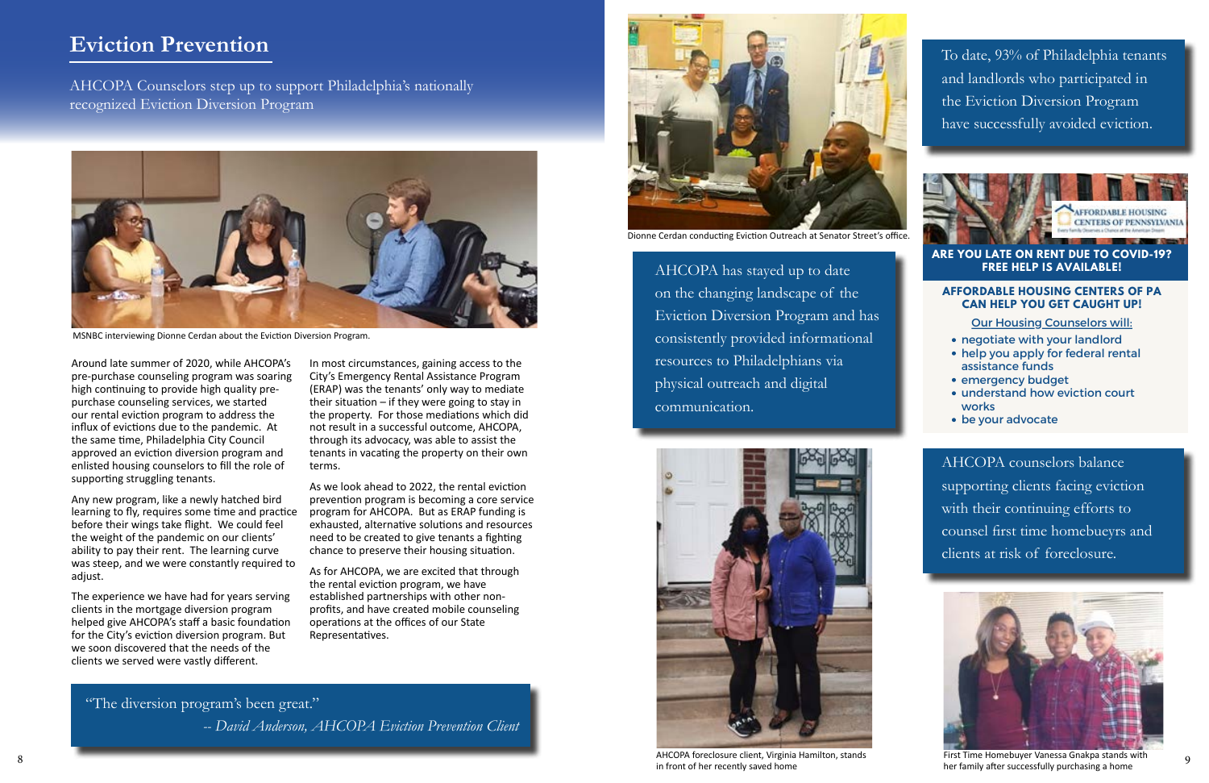# Eviction Prevention

AHCOPA Counselors step up to support Philadelphia's nationally recognized Eviction Diversion Program

MSNBC interviewing Dionne Cerdan about the Eviction Diversion Program.

Around late summer of 2020, while AHCOPA's pre-purchase counseling program was soaring high continuing to provide high quality pre-purchase counseling services, we started our rental eviction program to address the influx of evictions due to the pandemic. At the same time, Philadelphia City Council approved an eviction diversion program and enlisted housing counselors to fill the role of supporting struggling tenants.

Any new program, like a newly hatched bird learning to fly, requires some time and practice before their wings take flight. We could feel the weight of the pandemic on our clients' ability to pay their rent. The learning curve was steep, and we were constantly required to adjust.

The experience we have had for years serving clients in the mortgage diversion program helped give AHCOPA's staff a basic foundation for the City's eviction diversion program. But we soon discovered that the needs of the clients we served were vastly different.

In most circumstances, gaining access to the City's Emergency Rental Assistance Program (ERAP) was the tenants' only way to mediate their situation – if they were going to stay in the property. For those mediations which did not result in a successful outcome, AHCOPA, through its advocacy, was able to assist the tenants in vacating the property on their own terms.

As we look ahead to 2022, the rental eviction prevention program is becoming a core service program for AHCOPA. But as ERAP funding is exhausted, alternative solutions and resources need to be created to give tenants a fighting chance to preserve their housing situation.

As for AHCOPA, we are excited that through the rental eviction program, we have established partnerships with other non-profits, and have created mobile counseling operations at the offices of our State Representatives.

> "The diversion program's been great."
>
> *-- David Anderson, AHCOPA Eviction Prevention Client*

Dionne Cerdan conducting Eviction Outreach at Senator Street's office.

AHCOPA has stayed up to date on the changing landscape of the Eviction Diversion Program and has consistently provided informational resources to Philadelphians via physical outreach and digital communication.

AHCOPA foreclosure client, Virginia Hamilton, stands in front of her recently saved home

To date, 93% of Philadelphia tenants and landlords who participated in the Eviction Diversion Program have successfully avoided eviction.

AFFORDABLE HOUSING CENTERS OF PENNSYLVANIA

Every Family Deserves a Chance at the American Dream

**ARE YOU LATE ON RENT DUE TO COVID-19? FREE HELP IS AVAILABLE!**

**AFFORDABLE HOUSING CENTERS OF PA CAN HELP YOU GET CAUGHT UP!**

Our Housing Counselors will:

- negotiate with your landlord
- help you apply for federal rental assistance funds
- emergency budget
- understand how eviction court works
- be your advocate

AHCOPA counselors balance supporting clients facing eviction with their continuing efforts to counsel first time homebueyrs and clients at risk of foreclosure.

First Time Homebuyer Vanessa Gnakpa stands with her family after successfully purchasing a home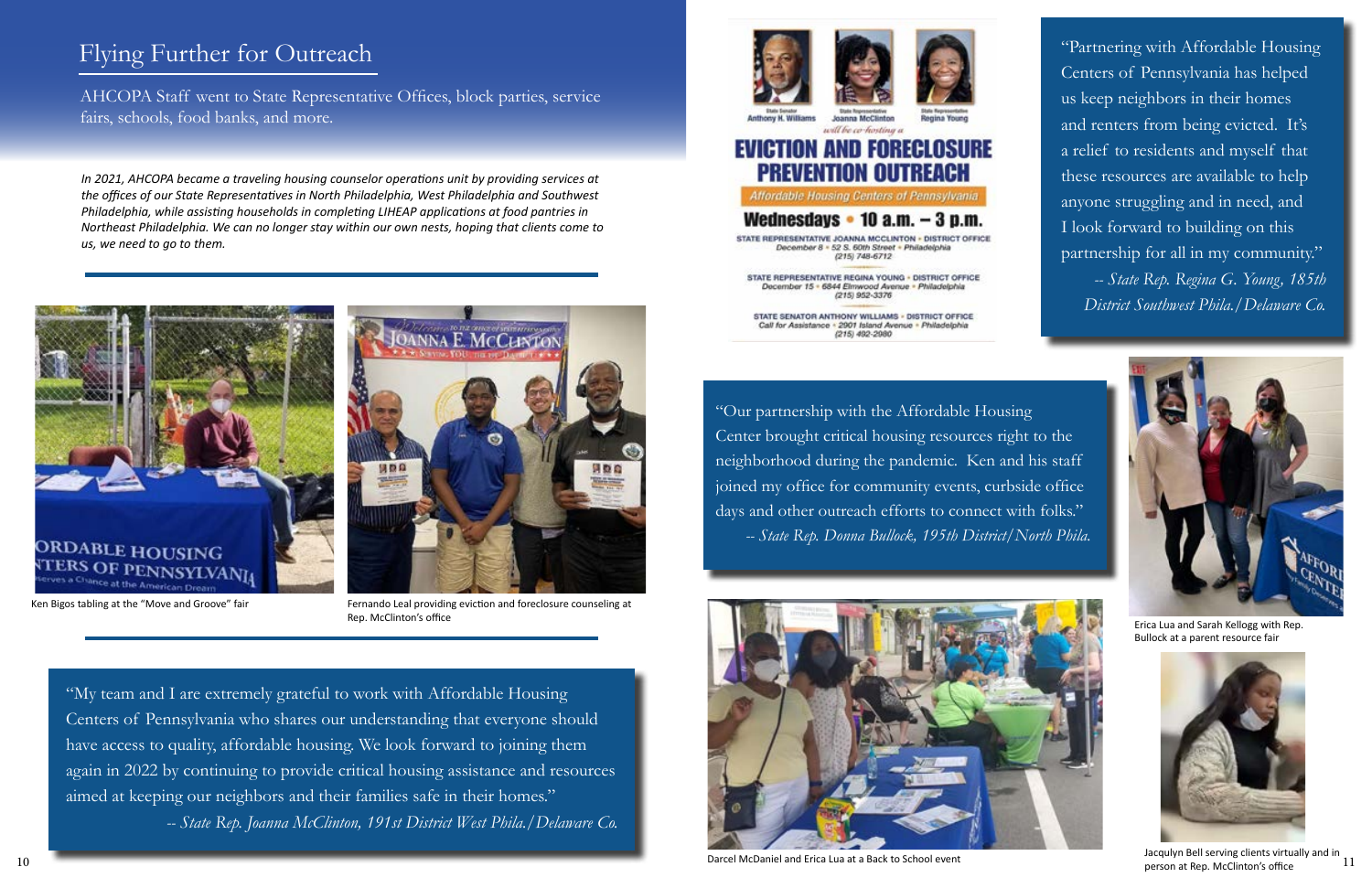# Flying Further for Outreach

AHCOPA Staff went to State Representative Offices, block parties, service fairs, schools, food banks, and more.

*In 2021, AHCOPA became a traveling housing counselor operations unit by providing services at the offices of our State Representatives in North Philadelphia, West Philadelphia and Southwest Philadelphia, while assisting households in completing LIHEAP applications at food pantries in Northeast Philadelphia. We can no longer stay within our own nests, hoping that clients come to us, we need to go to them.*

Ken Bigos tabling at the "Move and Groove" fair

Fernando Leal providing eviction and foreclosure counseling at Rep. McClinton's office

"My team and I are extremely grateful to work with Affordable Housing Centers of Pennsylvania who shares our understanding that everyone should have access to quality, affordable housing. We look forward to joining them again in 2022 by continuing to provide critical housing assistance and resources aimed at keeping our neighbors and their families safe in their homes."
*-- State Rep. Joanna McClinton, 191st District West Phila./Delaware Co.*

"Partnering with Affordable Housing Centers of Pennsylvania has helped us keep neighbors in their homes and renters from being evicted. It's a relief to residents and myself that these resources are available to help anyone struggling and in need, and I look forward to building on this partnership for all in my community."
*-- State Rep. Regina G. Young, 185th District Southwest Phila./Delaware Co.*

"Our partnership with the Affordable Housing Center brought critical housing resources right to the neighborhood during the pandemic. Ken and his staff joined my office for community events, curbside office days and other outreach efforts to connect with folks."
*-- State Rep. Donna Bullock, 195th District/North Phila.*

Erica Lua and Sarah Kellogg with Rep. Bullock at a parent resource fair

Darcel McDaniel and Erica Lua at a Back to School event

Jacqulyn Bell serving clients virtually and in person at Rep. McClinton's office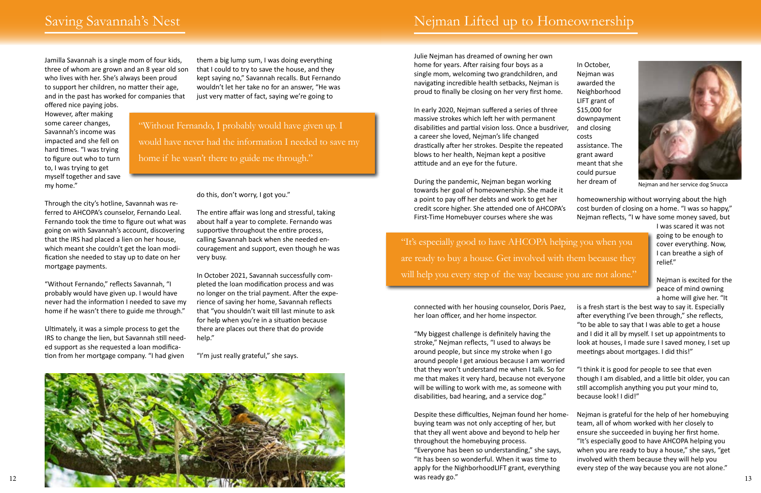# Saving Savannah's Nest

Jamilla Savannah is a single mom of four kids, three of whom are grown and an 8 year old son who lives with her. She's always been proud to support her children, no matter their age, and in the past has worked for companies that offered nice paying jobs. However, after making some career changes, Savannah's income was impacted and she fell on hard times. "I was trying to figure out who to turn to, I was trying to get myself together and save my home."

> "Without Fernando, I probably would have given up. I would have never had the information I needed to save my home if he wasn't there to guide me through."

Through the city's hotline, Savannah was referred to AHCOPA's counselor, Fernando Leal. Fernando took the time to figure out what was going on with Savannah's account, discovering that the IRS had placed a lien on her house, which meant she couldn't get the loan modification she needed to stay up to date on her mortgage payments.

"Without Fernando," reflects Savannah, "I probably would have given up. I would have never had the information I needed to save my home if he wasn't there to guide me through."

Ultimately, it was a simple process to get the IRS to change the lien, but Savannah still needed support as she requested a loan modification from her mortgage company. "I had given them a big lump sum, I was doing everything that I could to try to save the house, and they kept saying no," Savannah recalls. But Fernando wouldn't let her take no for an answer, "He was just very matter of fact, saying we're going to do this, don't worry, I got you."

The entire affair was long and stressful, taking about half a year to complete. Fernando was supportive throughout the entire process, calling Savannah back when she needed encouragement and support, even though he was very busy.

In October 2021, Savannah successfully completed the loan modification process and was no longer on the trial payment. After the experience of saving her home, Savannah reflects that "you shouldn't wait till last minute to ask for help when you're in a situation because there are places out there that do provide help."

"I'm just really grateful," she says.

# Nejman Lifted up to Homeownership

Julie Nejman has dreamed of owning her own home for years. After raising four boys as a single mom, welcoming two grandchildren, and navigating incredible health setbacks, Nejman is proud to finally be closing on her very first home.

In early 2020, Nejman suffered a series of three massive strokes which left her with permanent disabilities and partial vision loss. Once a busdriver, a career she loved, Nejman's life changed drastically after her strokes. Despite the repeated blows to her health, Nejman kept a positive attitude and an eye for the future.

During the pandemic, Nejman began working towards her goal of homeownership. She made it a point to pay off her debts and work to get her credit score higher. She attended one of AHCOPA's First-Time Homebuyer courses where she was connected with her housing counselor, Doris Paez, her loan officer, and her home inspector.

> "It's especially good to have AHCOPA helping you when you are ready to buy a house. Get involved with them because they will help you every step of the way because you are not alone."

"My biggest challenge is definitely having the stroke," Nejman reflects, "I used to always be around people, but since my stroke when I go around people I get anxious because I am worried that they won't understand me when I talk. So for me that makes it very hard, because not everyone will be willing to work with me, as someone with disabilities, bad hearing, and a service dog."

Despite these difficulties, Nejman found her homebuying team was not only accepting of her, but that they all went above and beyond to help her throughout the homebuying process.
"Everyone has been so understanding," she says, "It has been so wonderful. When it was time to apply for the NighborhoodLIFT grant, everything was ready go."

In October, Nejman was awarded the Neighborhood LIFT grant of $15,000 for downpayment and closing costs assistance. The grant award meant that she could pursue her dream of homeownership without worrying about the high cost burden of closing on a home. "I was so happy," Nejman reflects, "I w have some money saved, but I was scared it was not going to be enough to cover everything. Now, I can breathe a sigh of relief."

Nejman and her service dog Snucca

Nejman is excited for the peace of mind owning a home will give her. "It is a fresh start is the best way to say it. Especially after everything I've been through," she reflects, "to be able to say that I was able to get a house and I did it all by myself. I set up appointments to look at houses, I made sure I saved money, I set up meetings about mortgages. I did this!"

"I think it is good for people to see that even though I am disabled, and a little bit older, you can still accomplish anything you put your mind to, because look! I did!"

Nejman is grateful for the help of her homebuying team, all of whom worked with her closely to ensure she succeeded in buying her first home. "It's especially good to have AHCOPA helping you when you are ready to buy a house," she says, "get involved with them because they will help you every step of the way because you are not alone."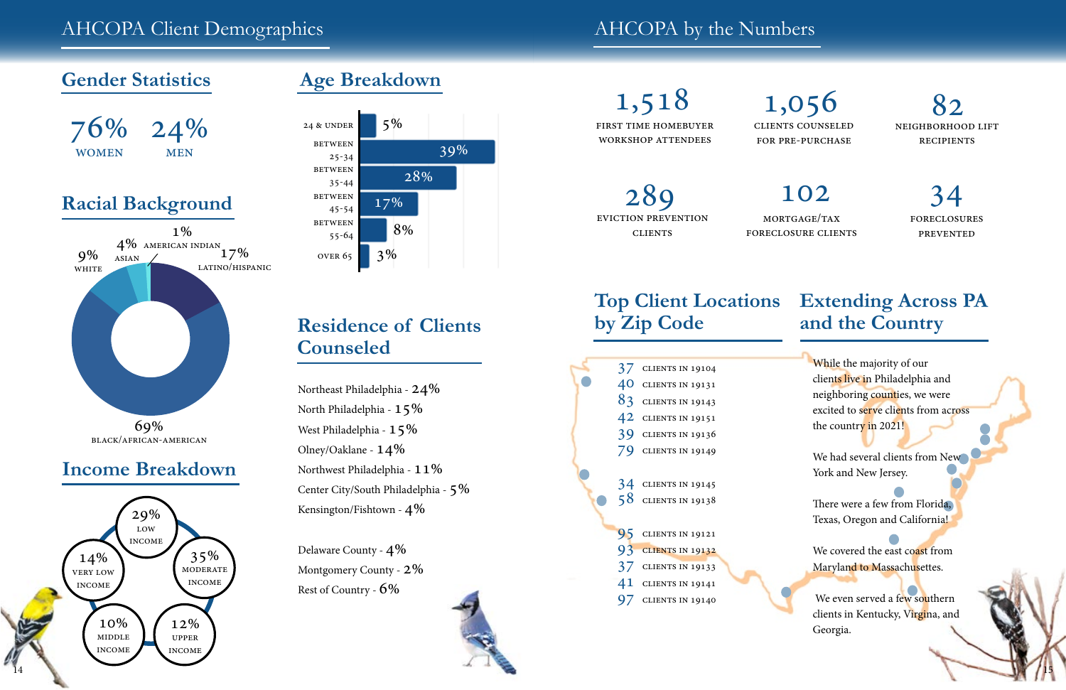# AHCOPA Client Demographics

## Gender Statistics

76% WOMEN

24% MEN

## Racial Background

- 69% BLACK/AFRICAN-AMERICAN
- 17% LATINO/HISPANIC
- 9% WHITE
- 4% ASIAN
- 1% AMERICAN INDIAN

## Income Breakdown

- 29% LOW INCOME
- 35% MODERATE INCOME
- 12% UPPER INCOME
- 10% MIDDLE INCOME
- 14% VERY LOW INCOME

## Age Breakdown

| Age | Percent |
|---|---|
| 24 & UNDER | 5% |
| BETWEEN 25-34 | 39% |
| BETWEEN 35-44 | 28% |
| BETWEEN 45-54 | 17% |
| BETWEEN 55-64 | 8% |
| OVER 65 | 3% |

## Residence of Clients Counseled

Northeast Philadelphia - 24%

North Philadelphia - 15%

West Philadelphia - 15%

Olney/Oaklane - 14%

Northwest Philadelphia - 11%

Center City/South Philadelphia - 5%

Kensington/Fishtown - 4%

Delaware County - 4%

Montgomery County - 2%

Rest of Country - 6%

# AHCOPA by the Numbers

1,518 FIRST TIME HOMEBUYER WORKSHOP ATTENDEES

1,056 CLIENTS COUNSELED FOR PRE-PURCHASE

82 NEIGHBORHOOD LIFT RECIPIENTS

289 EVICTION PREVENTION CLIENTS

102 MORTGAGE/TAX FORECLOSURE CLIENTS

34 FORECLOSURES PREVENTED

## Top Client Locations by Zip Code

- 37 CLIENTS IN 19104
- 40 CLIENTS IN 19131
- 83 CLIENTS IN 19143
- 42 CLIENTS IN 19151
- 39 CLIENTS IN 19136
- 79 CLIENTS IN 19149
- 34 CLIENTS IN 19145
- 58 CLIENTS IN 19138
- 95 CLIENTS IN 19121
- 93 CLIENTS IN 19132
- 37 CLIENTS IN 19133
- 41 CLIENTS IN 19141
- 97 CLIENTS IN 19140

## Extending Across PA and the Country

While the majority of our clients live in Philadelphia and neighboring counties, we were excited to serve clients from across the country in 2021!

We had several clients from New York and New Jersey.

There were a few from Florida, Texas, Oregon and California!

We covered the east coast from Maryland to Massachusetts.

We even served a few southern clients in Kentucky, Virgina, and Georgia.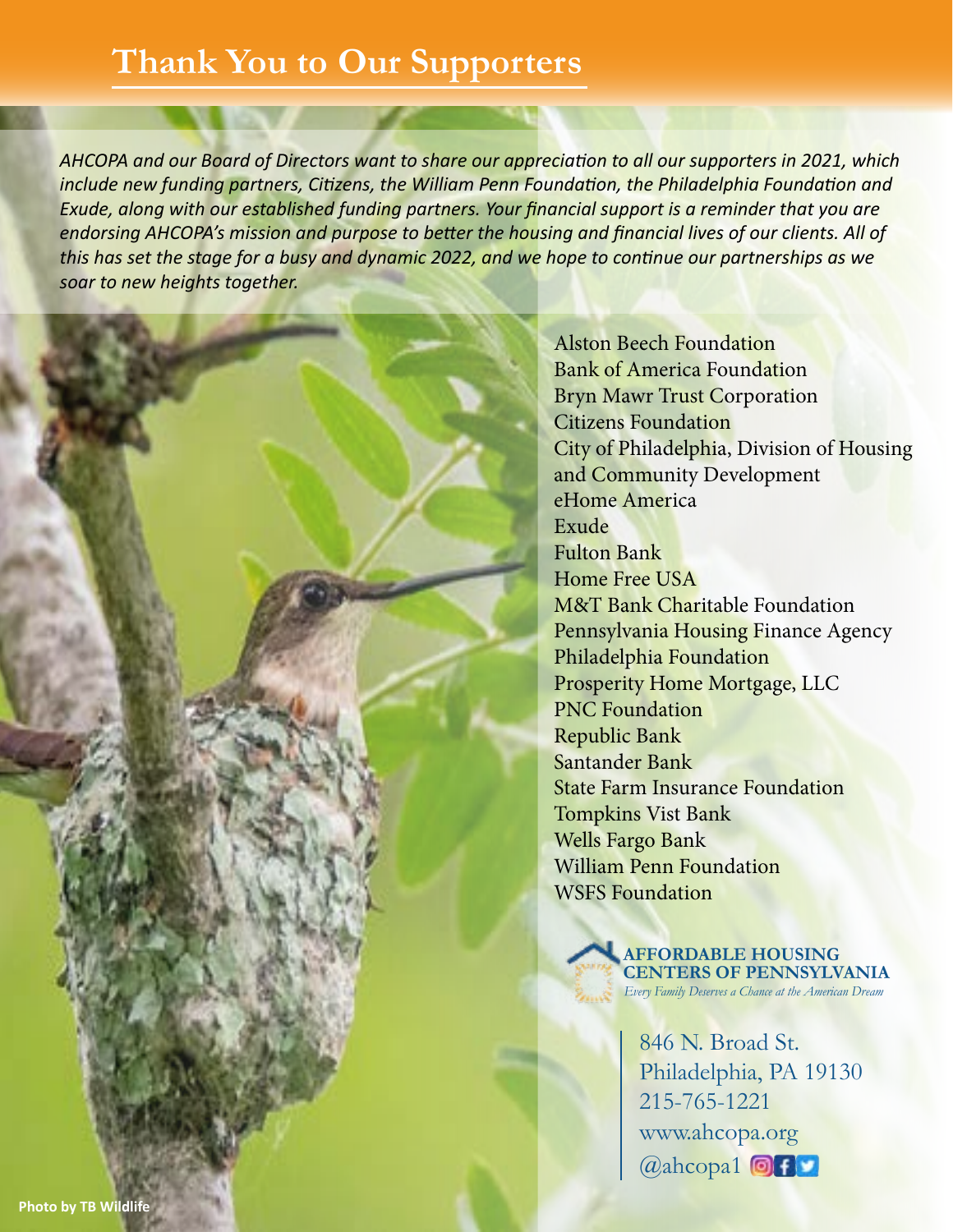# Thank You to Our Supporters

*AHCOPA and our Board of Directors want to share our appreciation to all our supporters in 2021, which include new funding partners, Citizens, the William Penn Foundation, the Philadelphia Foundation and Exude, along with our established funding partners. Your financial support is a reminder that you are endorsing AHCOPA's mission and purpose to better the housing and financial lives of our clients. All of this has set the stage for a busy and dynamic 2022, and we hope to continue our partnerships as we soar to new heights together.*

Alston Beech Foundation
Bank of America Foundation
Bryn Mawr Trust Corporation
Citizens Foundation
City of Philadelphia, Division of Housing and Community Development
eHome America
Exude
Fulton Bank
Home Free USA
M&T Bank Charitable Foundation
Pennsylvania Housing Finance Agency
Philadelphia Foundation
Prosperity Home Mortgage, LLC
PNC Foundation
Republic Bank
Santander Bank
State Farm Insurance Foundation
Tompkins Vist Bank
Wells Fargo Bank
William Penn Foundation
WSFS Foundation

**AFFORDABLE HOUSING CENTERS OF PENNSYLVANIA**
*Every Family Deserves a Chance at the American Dream*

846 N. Broad St.
Philadelphia, PA 19130
215-765-1221
www.ahcopa.org
@ahcopa1

Photo by TB Wildlife